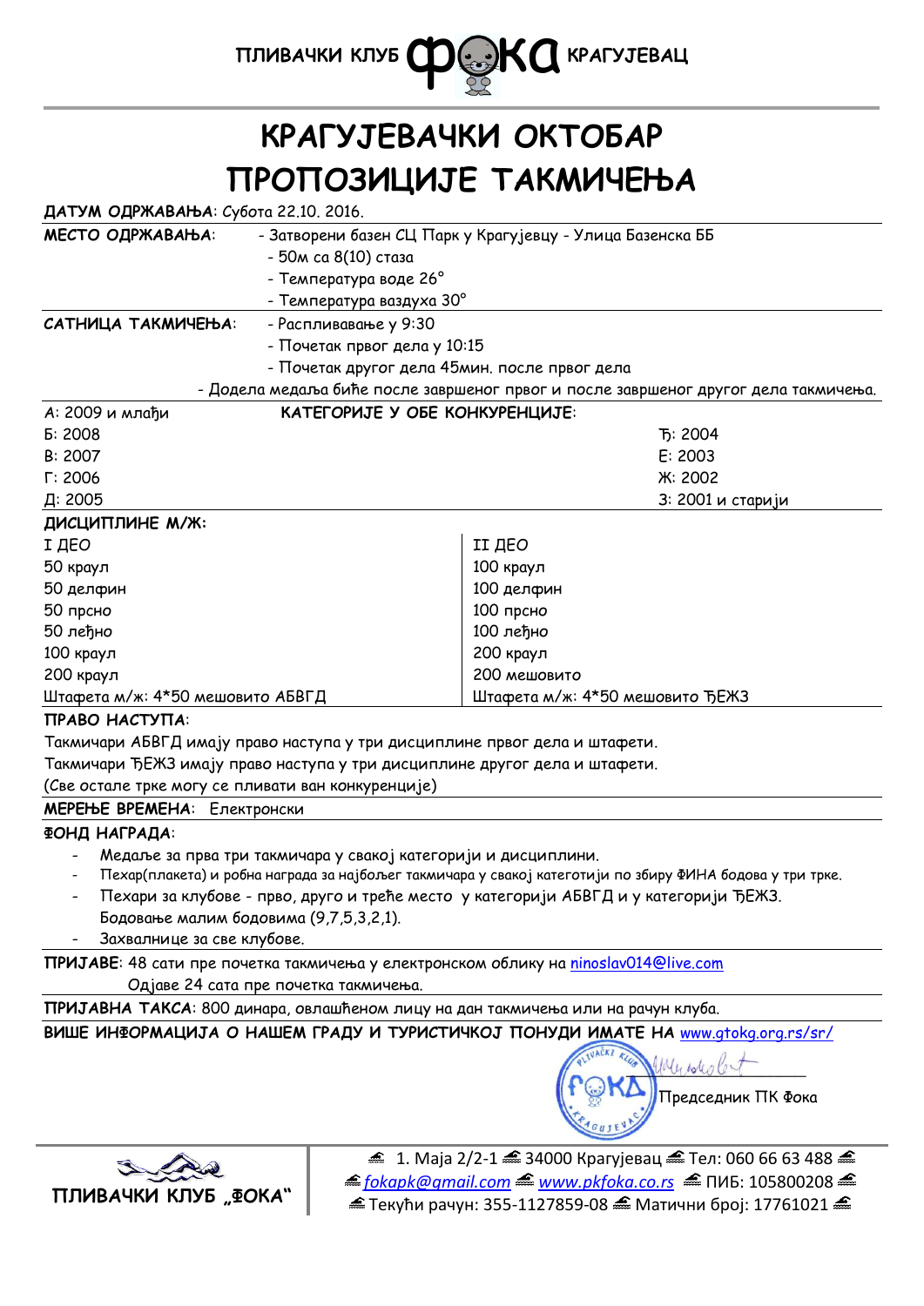ПЛИВАЧКИ КЛУБ ФОКА КРАГУЈЕВАЦ

# КРАГУЈЕВАЧКИ ОКТОБАР
# ПРОПОЗИЦИЈЕ ТАКМИЧЕЊА

**ДАТУМ ОДРЖАВАЊА**: Субота 22.10. 2016.

**МЕСТО ОДРЖАВАЊА**: - Затворени базен СЦ Парк у Крагујевцу - Улица Базенска ББ
- 50м са 8(10) стаза
- Температура воде 26°
- Температура ваздуха 30°

**САТНИЦА ТАКМИЧЕЊА**: - Расплививање у 9:30
- Почетак првог дела у 10:15
- Почетак другог дела 45мин. после првог дела
- Додела медаља биће после завршеног првог и после завршеног другог дела такмичења.

**КАТЕГОРИЈЕ У ОБЕ КОНКУРЕНЦИЈЕ**:

| | |
|---|---|
| А: 2009 и млађи | Ђ: 2004 |
| Б: 2008 | Е: 2003 |
| В: 2007 | Ж: 2002 |
| Г: 2006 | З: 2001 и старији |
| Д: 2005 | |

**ДИСЦИПЛИНЕ М/Ж:**

| I ДЕО | II ДЕО |
|---|---|
| 50 краул | 100 краул |
| 50 делфин | 100 делфин |
| 50 прсно | 100 прсно |
| 50 леђно | 100 леђно |
| 100 краул | 200 краул |
| 200 краул | 200 мешовито |
| Штафета м/ж: 4*50 мешовито АБВГД | Штафета м/ж: 4*50 мешовито ЂЕЖЗ |

**ПРАВО НАСТУПА**:

Такмичари АБВГД имају право наступа у три дисциплине првог дела и штафети.
Такмичари ЂЕЖЗ имају право наступа у три дисциплине другог дела и штафети.
(Све остале трке могу се пливати ван конкуренције)

**МЕРЕЊЕ ВРЕМЕНА**: Електронски

**ФОНД НАГРАДА**:

- Медаље за прва три такмичара у свакој категорији и дисциплини.
- Пехар(плакета) и робна награда за најбољег такмичара у свакој категотији по збиру ФИНА бодова у три трке.
- Пехари за клубове - прво, друго и треће место у категорији АБВГД и у категорији ЂЕЖЗ. Бодовање малим бодовима (9,7,5,3,2,1).
- Захвалнице за све клубове.

**ПРИЈАВЕ**: 48 сати пре почетка такмичења у електронском облику на ninoslav014@live.com
Одјаве 24 сата пре почетка такмичења.

**ПРИЈАВНА ТАКСА**: 800 динара, овлашћеном лицу на дан такмичења или на рачун клуба.

**ВИШЕ ИНФОРМАЦИЈА О НАШЕМ ГРАДУ И ТУРИСТИЧКОЈ ПОНУДИ ИМАТЕ НА** www.gtokg.org.rs/sr/

Председник ПК Фока

ПЛИВАЧКИ КЛУБ „ФОКА"

1. Маја 2/2-1 34000 Крагујевац Тел: 060 66 63 488
fokapk@gmail.com www.pkfoka.co.rs ПИБ: 105800208
Текући рачун: 355-1127859-08 Матични број: 17761021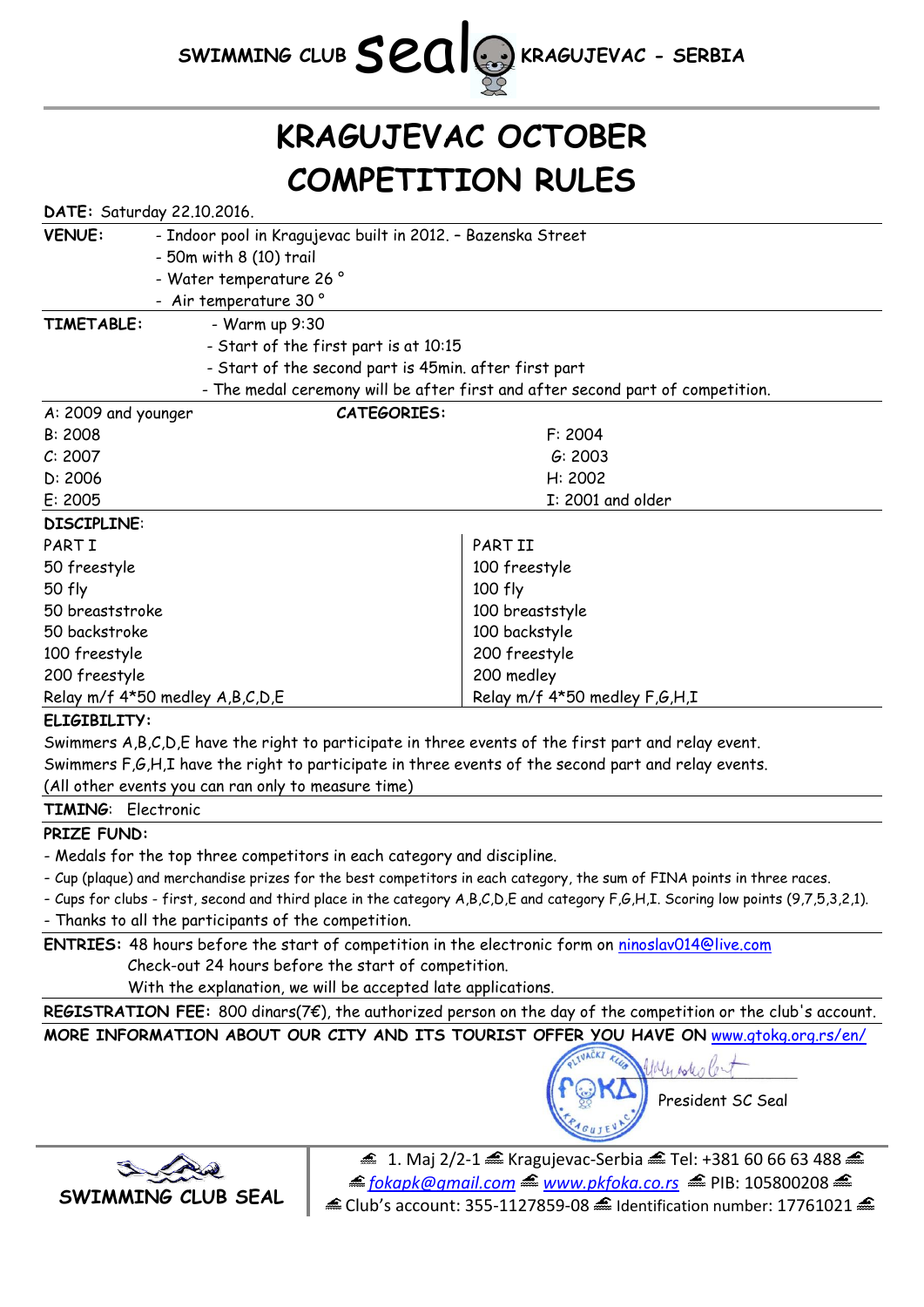SWIMMING CLUB seal KRAGUJEVAC - SERBIA

# KRAGUJEVAC OCTOBER COMPETITION RULES

**DATE:** Saturday 22.10.2016.

**VENUE:**
- Indoor pool in Kragujevac built in 2012. – Bazenska Street
- 50m with 8 (10) trail
- Water temperature 26 °
- Air temperature 30 °

**TIMETABLE:**
- Warm up 9:30
- Start of the first part is at 10:15
- Start of the second part is 45min. after first part
- The medal ceremony will be after first and after second part of competition.

**CATEGORIES:**

| | |
|---|---|
| A: 2009 and younger | |
| B: 2008 | F: 2004 |
| C: 2007 | G: 2003 |
| D: 2006 | H: 2002 |
| E: 2005 | I: 2001 and older |

**DISCIPLINE:**

| PART I | PART II |
|---|---|
| 50 freestyle | 100 freestyle |
| 50 fly | 100 fly |
| 50 breaststroke | 100 breaststyle |
| 50 backstroke | 100 backstyle |
| 100 freestyle | 200 freestyle |
| 200 freestyle | 200 medley |
| Relay m/f 4*50 medley A,B,C,D,E | Relay m/f 4*50 medley F,G,H,I |

**ELIGIBILITY:**

Swimmers A,B,C,D,E have the right to participate in three events of the first part and relay event.
Swimmers F,G,H,I have the right to participate in three events of the second part and relay events.
(All other events you can ran only to measure time)

**TIMING**: Electronic

**PRIZE FUND:**
- Medals for the top three competitors in each category and discipline.
- Cup (plaque) and merchandise prizes for the best competitors in each category, the sum of FINA points in three races.
- Cups for clubs - first, second and third place in the category A,B,C,D,E and category F,G,H,I. Scoring low points (9,7,5,3,2,1).
- Thanks to all the participants of the competition.

**ENTRIES:** 48 hours before the start of competition in the electronic form on ninoslav014@live.com
Check-out 24 hours before the start of competition.
With the explanation, we will be accepted late applications.

**REGISTRATION FEE:** 800 dinars(7€), the authorized person on the day of the competition or the club's account.

**MORE INFORMATION ABOUT OUR CITY AND ITS TOURIST OFFER YOU HAVE ON** www.gtokg.org.rs/en/

President SC Seal

SWIMMING CLUB SEAL

1. Maj 2/2-1 Kragujevac-Serbia Tel: +381 60 66 63 488
fokapk@gmail.com www.pkfoka.co.rs PIB: 105800208
Club's account: 355-1127859-08 Identification number: 17761021